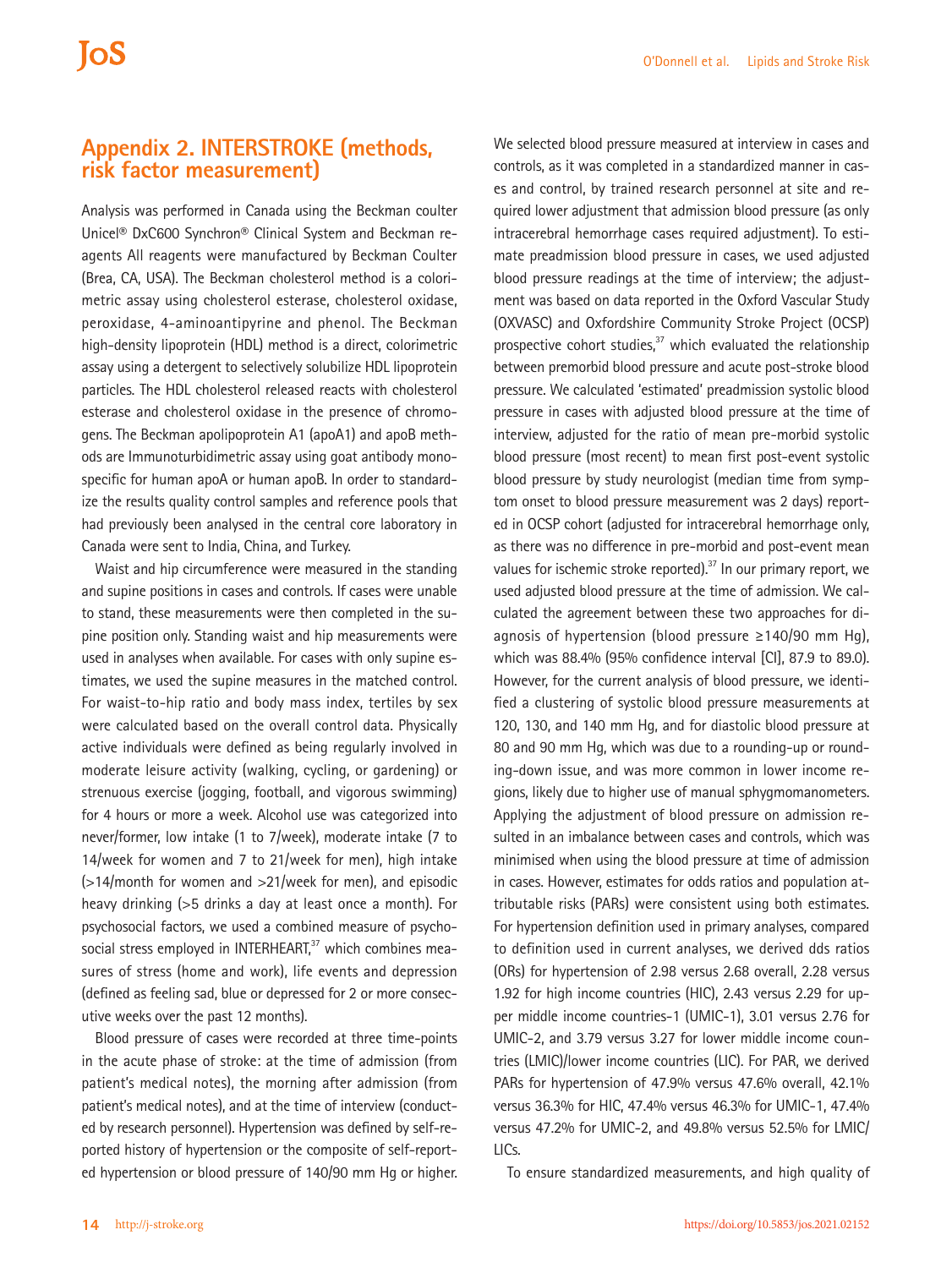## Appendix 2. INTERSTROKE (methods, risk factor measurement)

Analysis was performed in Canada using the Beckman coulter Unicel® DxC600 Synchron® Clinical System and Beckman reagents All reagents were manufactured by Beckman Coulter (Brea, CA, USA). The Beckman cholesterol method is a colorimetric assay using cholesterol esterase, cholesterol oxidase, peroxidase, 4-aminoantipyrine and phenol. The Beckman high-density lipoprotein (HDL) method is a direct, colorimetric assay using a detergent to selectively solubilize HDL lipoprotein particles. The HDL cholesterol released reacts with cholesterol esterase and cholesterol oxidase in the presence of chromogens. The Beckman apolipoprotein A1 (apoA1) and apoB methods are Immunoturbidimetric assay using goat antibody monospecific for human apoA or human apoB. In order to standardize the results quality control samples and reference pools that had previously been analysed in the central core laboratory in Canada were sent to India, China, and Turkey.

Waist and hip circumference were measured in the standing and supine positions in cases and controls. If cases were unable to stand, these measurements were then completed in the supine position only. Standing waist and hip measurements were used in analyses when available. For cases with only supine estimates, we used the supine measures in the matched control. For waist-to-hip ratio and body mass index, tertiles by sex were calculated based on the overall control data. Physically active individuals were defined as being regularly involved in moderate leisure activity (walking, cycling, or gardening) or strenuous exercise (jogging, football, and vigorous swimming) for 4 hours or more a week. Alcohol use was categorized into never/former, low intake (1 to 7/week), moderate intake (7 to 14/week for women and 7 to 21/week for men), high intake (>14/month for women and >21/week for men), and episodic heavy drinking (>5 drinks a day at least once a month). For psychosocial factors, we used a combined measure of psychosocial stress employed in INTERHEART,[37] which combines measures of stress (home and work), life events and depression (defined as feeling sad, blue or depressed for 2 or more consecutive weeks over the past 12 months).

Blood pressure of cases were recorded at three time-points in the acute phase of stroke: at the time of admission (from patient's medical notes), the morning after admission (from patient's medical notes), and at the time of interview (conducted by research personnel). Hypertension was defined by self-reported history of hypertension or the composite of self-reported hypertension or blood pressure of 140/90 mm Hg or higher. We selected blood pressure measured at interview in cases and controls, as it was completed in a standardized manner in cases and control, by trained research personnel at site and required lower adjustment that admission blood pressure (as only intracerebral hemorrhage cases required adjustment). To estimate preadmission blood pressure in cases, we used adjusted blood pressure readings at the time of interview; the adjustment was based on data reported in the Oxford Vascular Study (OXVASC) and Oxfordshire Community Stroke Project (OCSP) prospective cohort studies,[37] which evaluated the relationship between premorbid blood pressure and acute post-stroke blood pressure. We calculated 'estimated' preadmission systolic blood pressure in cases with adjusted blood pressure at the time of interview, adjusted for the ratio of mean pre-morbid systolic blood pressure (most recent) to mean first post-event systolic blood pressure by study neurologist (median time from symptom onset to blood pressure measurement was 2 days) reported in OCSP cohort (adjusted for intracerebral hemorrhage only, as there was no difference in pre-morbid and post-event mean values for ischemic stroke reported).[37] In our primary report, we used adjusted blood pressure at the time of admission. We calculated the agreement between these two approaches for diagnosis of hypertension (blood pressure ≥140/90 mm Hg), which was 88.4% (95% confidence interval [CI], 87.9 to 89.0). However, for the current analysis of blood pressure, we identified a clustering of systolic blood pressure measurements at 120, 130, and 140 mm Hg, and for diastolic blood pressure at 80 and 90 mm Hg, which was due to a rounding-up or rounding-down issue, and was more common in lower income regions, likely due to higher use of manual sphygmomanometers. Applying the adjustment of blood pressure on admission resulted in an imbalance between cases and controls, which was minimised when using the blood pressure at time of admission in cases. However, estimates for odds ratios and population attributable risks (PARs) were consistent using both estimates. For hypertension definition used in primary analyses, compared to definition used in current analyses, we derived dds ratios (ORs) for hypertension of 2.98 versus 2.68 overall, 2.28 versus 1.92 for high income countries (HIC), 2.43 versus 2.29 for upper middle income countries-1 (UMIC-1), 3.01 versus 2.76 for UMIC-2, and 3.79 versus 3.27 for lower middle income countries (LMIC)/lower income countries (LIC). For PAR, we derived PARs for hypertension of 47.9% versus 47.6% overall, 42.1% versus 36.3% for HIC, 47.4% versus 46.3% for UMIC-1, 47.4% versus 47.2% for UMIC-2, and 49.8% versus 52.5% for LMIC/LICs.

To ensure standardized measurements, and high quality of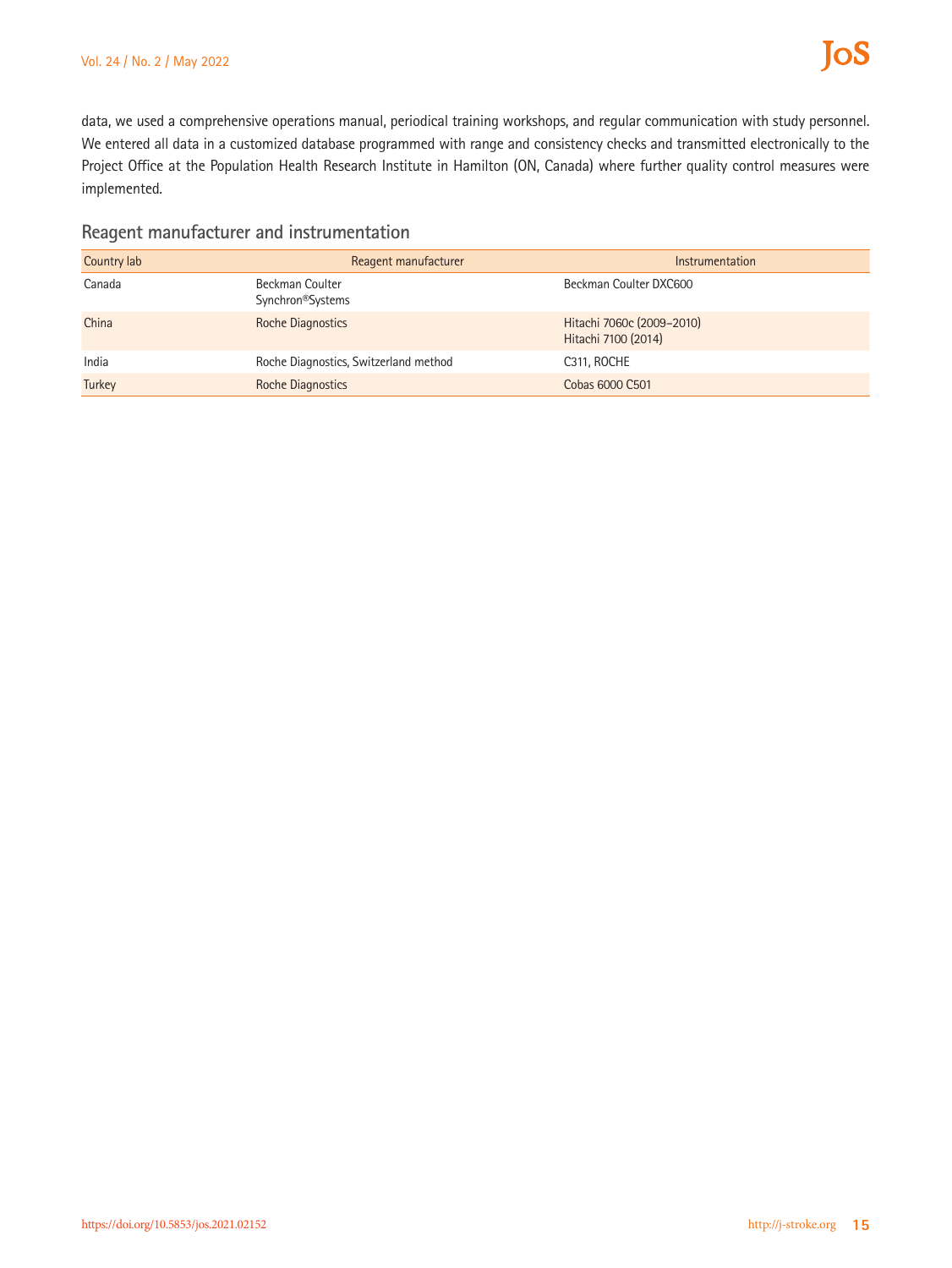data, we used a comprehensive operations manual, periodical training workshops, and regular communication with study personnel. We entered all data in a customized database programmed with range and consistency checks and transmitted electronically to the Project Office at the Population Health Research Institute in Hamilton (ON, Canada) where further quality control measures were implemented.

## Reagent manufacturer and instrumentation

| Country lab | Reagent manufacturer | Instrumentation |
|---|---|---|
| Canada | Beckman Coulter Synchron®Systems | Beckman Coulter DXC600 |
| China | Roche Diagnostics | Hitachi 7060c (2009–2010)<br>Hitachi 7100 (2014) |
| India | Roche Diagnostics, Switzerland method | C311, ROCHE |
| Turkey | Roche Diagnostics | Cobas 6000 C501 |